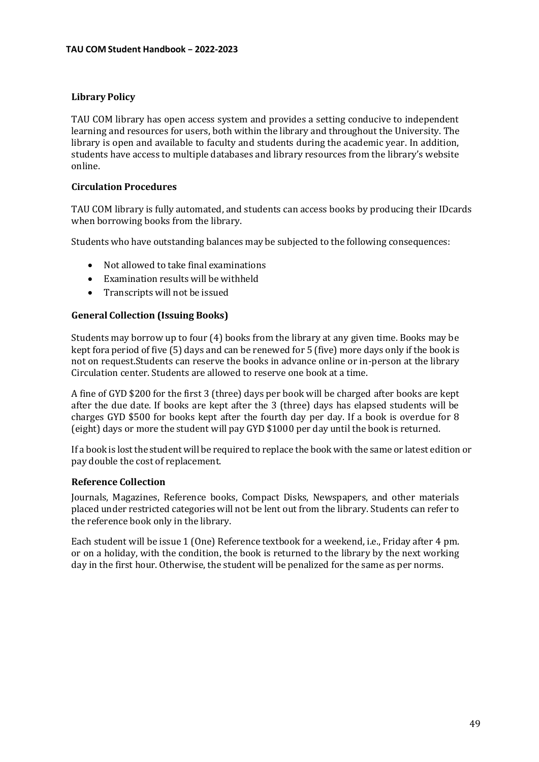## Library Policy

TAU COM library has open access system and provides a setting conducive to independent learning and resources for users, both within the library and throughout the University. The library is open and available to faculty and students during the academic year. In addition, students have access to multiple databases and library resources from the library's website online.

### Circulation Procedures

TAU COM library is fully automated, and students can access books by producing their IDcards when borrowing books from the library.

Students who have outstanding balances may be subjected to the following consequences:

- Not allowed to take final examinations
- Examination results will be withheld
- Transcripts will not be issued

### General Collection (Issuing Books)

Students may borrow up to four (4) books from the library at any given time. Books may be kept fora period of five (5) days and can be renewed for 5 (five) more days only if the book is not on request.Students can reserve the books in advance online or in-person at the library Circulation center. Students are allowed to reserve one book at a time.

A fine of GYD $200 for the first 3 (three) days per book will be charged after books are kept after the due date. If books are kept after the 3 (three) days has elapsed students will be charges GYD $500 for books kept after the fourth day per day. If a book is overdue for 8 (eight) days or more the student will pay GYD $1000 per day until the book is returned.

If a book is lost the student will be required to replace the book with the same or latest edition or pay double the cost of replacement.

### Reference Collection

Journals, Magazines, Reference books, Compact Disks, Newspapers, and other materials placed under restricted categories will not be lent out from the library. Students can refer to the reference book only in the library.

Each student will be issue 1 (One) Reference textbook for a weekend, i.e., Friday after 4 pm. or on a holiday, with the condition, the book is returned to the library by the next working day in the first hour. Otherwise, the student will be penalized for the same as per norms.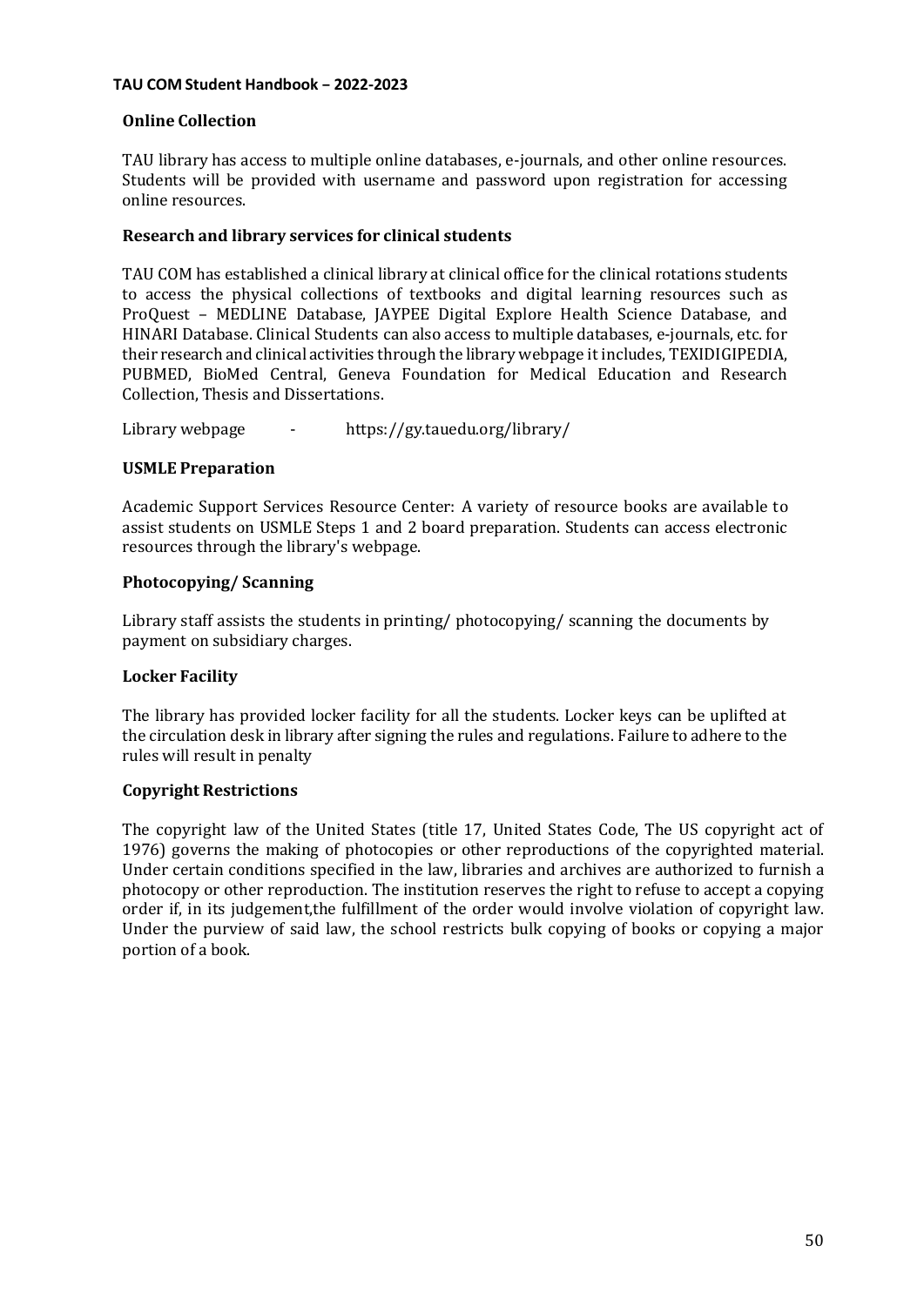### Online Collection

TAU library has access to multiple online databases, e-journals, and other online resources. Students will be provided with username and password upon registration for accessing online resources.

### Research and library services for clinical students

TAU COM has established a clinical library at clinical office for the clinical rotations students to access the physical collections of textbooks and digital learning resources such as ProQuest – MEDLINE Database, JAYPEE Digital Explore Health Science Database, and HINARI Database. Clinical Students can also access to multiple databases, e-journals, etc. for their research and clinical activities through the library webpage it includes, TEXIDIGIPEDIA, PUBMED, BioMed Central, Geneva Foundation for Medical Education and Research Collection, Thesis and Dissertations.

Library webpage - https://gy.tauedu.org/library/

### USMLE Preparation

Academic Support Services Resource Center: A variety of resource books are available to assist students on USMLE Steps 1 and 2 board preparation. Students can access electronic resources through the library's webpage.

### Photocopying/ Scanning

Library staff assists the students in printing/ photocopying/ scanning the documents by payment on subsidiary charges.

### Locker Facility

The library has provided locker facility for all the students. Locker keys can be uplifted at the circulation desk in library after signing the rules and regulations. Failure to adhere to the rules will result in penalty

### Copyright Restrictions

The copyright law of the United States (title 17, United States Code, The US copyright act of 1976) governs the making of photocopies or other reproductions of the copyrighted material. Under certain conditions specified in the law, libraries and archives are authorized to furnish a photocopy or other reproduction. The institution reserves the right to refuse to accept a copying order if, in its judgement,the fulfillment of the order would involve violation of copyright law. Under the purview of said law, the school restricts bulk copying of books or copying a major portion of a book.